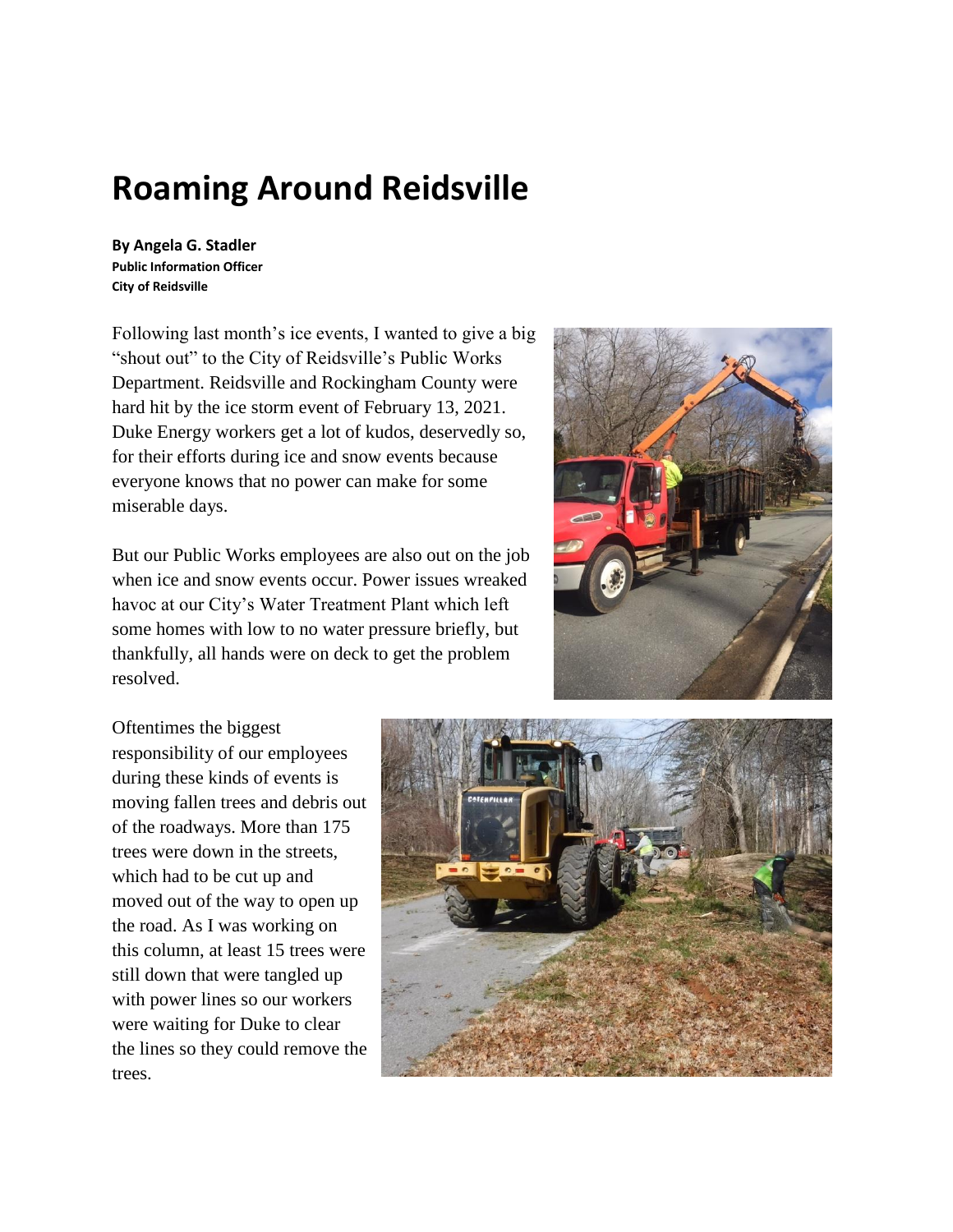# Roaming Around Reidsville

**By Angela G. Stadler**
**Public Information Officer**
**City of Reidsville**

Following last month's ice events, I wanted to give a big "shout out" to the City of Reidsville's Public Works Department. Reidsville and Rockingham County were hard hit by the ice storm event of February 13, 2021. Duke Energy workers get a lot of kudos, deservedly so, for their efforts during ice and snow events because everyone knows that no power can make for some miserable days.

But our Public Works employees are also out on the job when ice and snow events occur. Power issues wreaked havoc at our City's Water Treatment Plant which left some homes with low to no water pressure briefly, but thankfully, all hands were on deck to get the problem resolved.

Oftentimes the biggest responsibility of our employees during these kinds of events is moving fallen trees and debris out of the roadways. More than 175 trees were down in the streets, which had to be cut up and moved out of the way to open up the road. As I was working on this column, at least 15 trees were still down that were tangled up with power lines so our workers were waiting for Duke to clear the lines so they could remove the trees.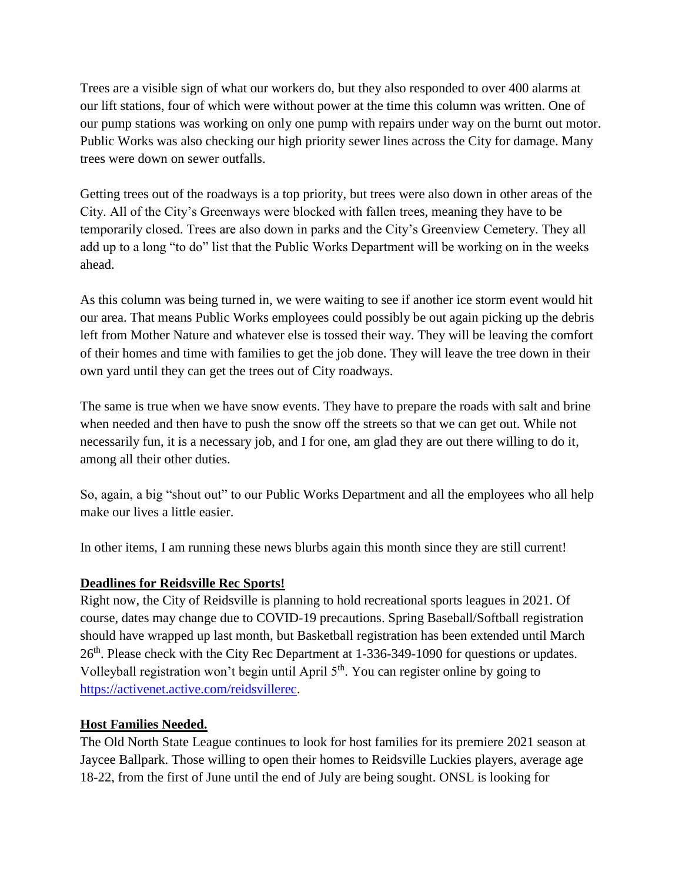Trees are a visible sign of what our workers do, but they also responded to over 400 alarms at our lift stations, four of which were without power at the time this column was written. One of our pump stations was working on only one pump with repairs under way on the burnt out motor. Public Works was also checking our high priority sewer lines across the City for damage. Many trees were down on sewer outfalls.

Getting trees out of the roadways is a top priority, but trees were also down in other areas of the City. All of the City's Greenways were blocked with fallen trees, meaning they have to be temporarily closed. Trees are also down in parks and the City's Greenview Cemetery. They all add up to a long "to do" list that the Public Works Department will be working on in the weeks ahead.

As this column was being turned in, we were waiting to see if another ice storm event would hit our area. That means Public Works employees could possibly be out again picking up the debris left from Mother Nature and whatever else is tossed their way. They will be leaving the comfort of their homes and time with families to get the job done. They will leave the tree down in their own yard until they can get the trees out of City roadways.

The same is true when we have snow events. They have to prepare the roads with salt and brine when needed and then have to push the snow off the streets so that we can get out. While not necessarily fun, it is a necessary job, and I for one, am glad they are out there willing to do it, among all their other duties.

So, again, a big "shout out" to our Public Works Department and all the employees who all help make our lives a little easier.

In other items, I am running these news blurbs again this month since they are still current!

**Deadlines for Reidsville Rec Sports!**

Right now, the City of Reidsville is planning to hold recreational sports leagues in 2021. Of course, dates may change due to COVID-19 precautions. Spring Baseball/Softball registration should have wrapped up last month, but Basketball registration has been extended until March 26th. Please check with the City Rec Department at 1-336-349-1090 for questions or updates. Volleyball registration won't begin until April 5th. You can register online by going to https://activenet.active.com/reidsvillerec.

**Host Families Needed.**

The Old North State League continues to look for host families for its premiere 2021 season at Jaycee Ballpark. Those willing to open their homes to Reidsville Luckies players, average age 18-22, from the first of June until the end of July are being sought. ONSL is looking for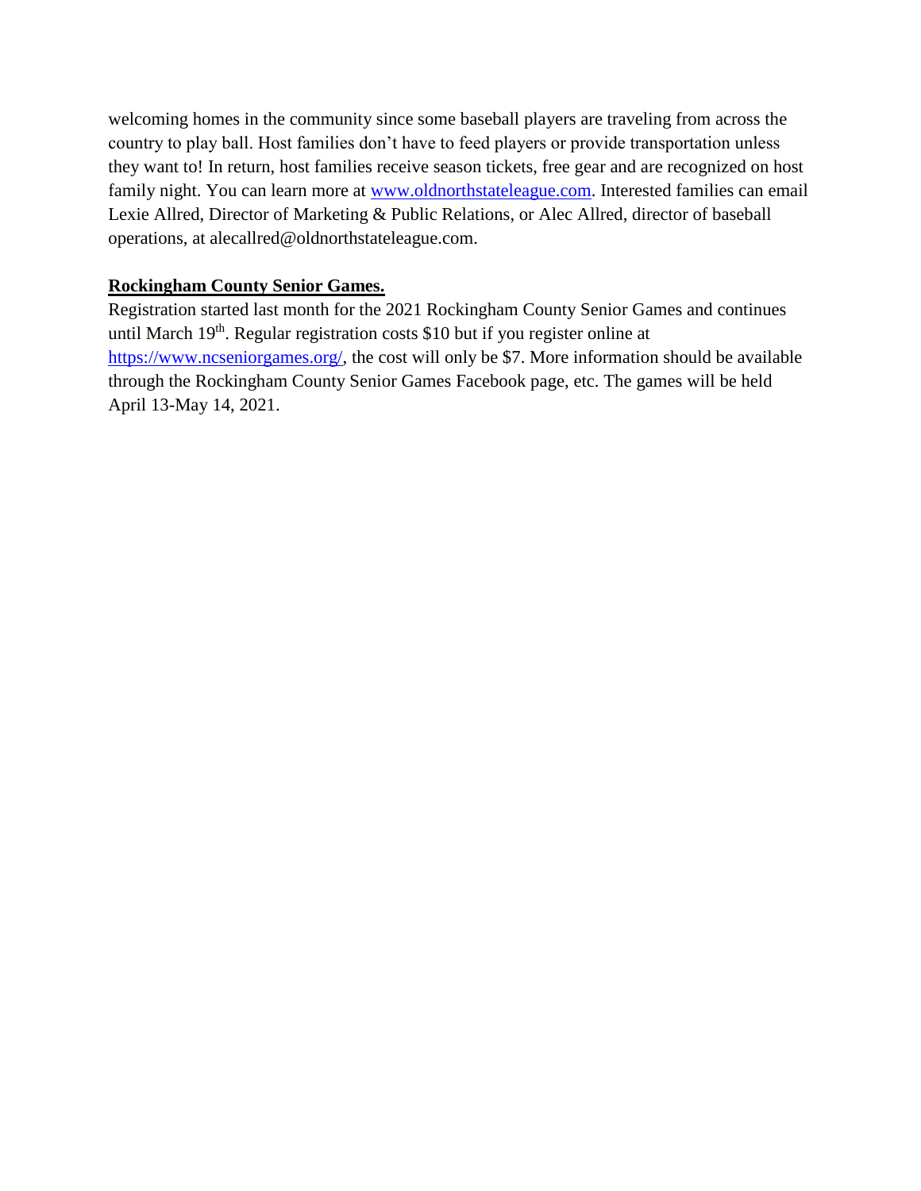welcoming homes in the community since some baseball players are traveling from across the country to play ball. Host families don't have to feed players or provide transportation unless they want to! In return, host families receive season tickets, free gear and are recognized on host family night. You can learn more at [www.oldnorthstateleague.com](http://www.oldnorthstateleague.com). Interested families can email Lexie Allred, Director of Marketing & Public Relations, or Alec Allred, director of baseball operations, at alecallred@oldnorthstateleague.com.

**Rockingham County Senior Games.**

Registration started last month for the 2021 Rockingham County Senior Games and continues until March 19th. Regular registration costs $10 but if you register online at [https://www.ncseniorgames.org/](https://www.ncseniorgames.org/), the cost will only be $7. More information should be available through the Rockingham County Senior Games Facebook page, etc. The games will be held April 13-May 14, 2021.